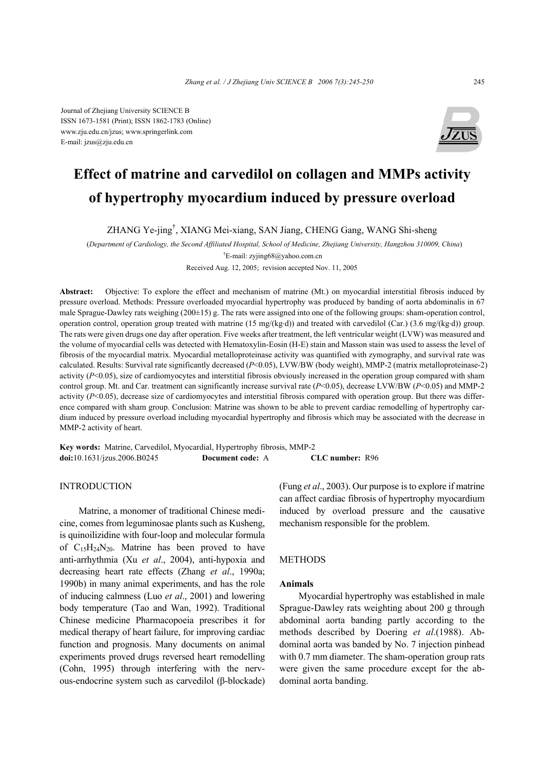Journal of Zhejiang University SCIENCE B
ISSN 1673-1581 (Print); ISSN 1862-1783 (Online)
www.zju.edu.cn/jzus; www.springerlink.com
E-mail: jzus@zju.edu.cn

# Effect of matrine and carvedilol on collagen and MMPs activity of hypertrophy myocardium induced by pressure overload

ZHANG Ye-jing[†], XIANG Mei-xiang, SAN Jiang, CHENG Gang, WANG Shi-sheng

(*Department of Cardiology, the Second Affiliated Hospital, School of Medicine, Zhejiang University, Hangzhou 310009, China*)

[†]E-mail: zyjing68@yahoo.com.cn

Received Aug. 12, 2005; revision accepted Nov. 11, 2005

**Abstract:** Objective: To explore the effect and mechanism of matrine (Mt.) on myocardial interstitial fibrosis induced by pressure overload. Methods: Pressure overloaded myocardial hypertrophy was produced by banding of aorta abdominalis in 67 male Sprague-Dawley rats weighing (200±15) g. The rats were assigned into one of the following groups: sham-operation control, operation control, operation group treated with matrine (15 mg/(kg·d)) and treated with carvedilol (Car.) (3.6 mg/(kg·d)) group. The rats were given drugs one day after operation. Five weeks after treatment, the left ventricular weight (LVW) was measured and the volume of myocardial cells was detected with Hematoxylin-Eosin (H-E) stain and Masson stain was used to assess the level of fibrosis of the myocardial matrix. Myocardial metalloproteinase activity was quantified with zymography, and survival rate was calculated. Results: Survival rate significantly decreased ($P<0.05$), LVW/BW (body weight), MMP-2 (matrix metalloproteinase-2) activity ($P<0.05$), size of cardiomyocytes and interstitial fibrosis obviously increased in the operation group compared with sham control group. Mt. and Car. treatment can significantly increase survival rate ($P<0.05$), decrease LVW/BW ($P<0.05$) and MMP-2 activity ($P<0.05$), decrease size of cardiomyocytes and interstitial fibrosis compared with operation group. But there was difference compared with sham group. Conclusion: Matrine was shown to be able to prevent cardiac remodelling of hypertrophy cardium induced by pressure overload including myocardial hypertrophy and fibrosis which may be associated with the decrease in MMP-2 activity of heart.

**Key words:** Matrine, Carvedilol, Myocardial, Hypertrophy fibrosis, MMP-2
**doi:**10.1631/jzus.2006.B0245 **Document code:** A **CLC number:** R96

## INTRODUCTION

Matrine, a monomer of traditional Chinese medicine, comes from leguminosae plants such as Kusheng, is quinoilizidine with four-loop and molecular formula of $C_{15}H_{24}N_{20}$. Matrine has been proved to have anti-arrhythmia (Xu *et al*., 2004), anti-hypoxia and decreasing heart rate effects (Zhang *et al*., 1990a; 1990b) in many animal experiments, and has the role of inducing calmness (Luo *et al*., 2001) and lowering body temperature (Tao and Wan, 1992). Traditional Chinese medicine Pharmacopoeia prescribes it for medical therapy of heart failure, for improving cardiac function and prognosis. Many documents on animal experiments proved drugs reversed heart remodelling (Cohn, 1995) through interfering with the nervous-endocrine system such as carvedilol (β-blockade) (Fung *et al*., 2003). Our purpose is to explore if matrine can affect cardiac fibrosis of hypertrophy myocardium induced by overload pressure and the causative mechanism responsible for the problem.

## METHODS

### Animals

Myocardial hypertrophy was established in male Sprague-Dawley rats weighting about 200 g through abdominal aorta banding partly according to the methods described by Doering *et al*.(1988). Abdominal aorta was banded by No. 7 injection pinhead with 0.7 mm diameter. The sham-operation group rats were given the same procedure except for the abdominal aorta banding.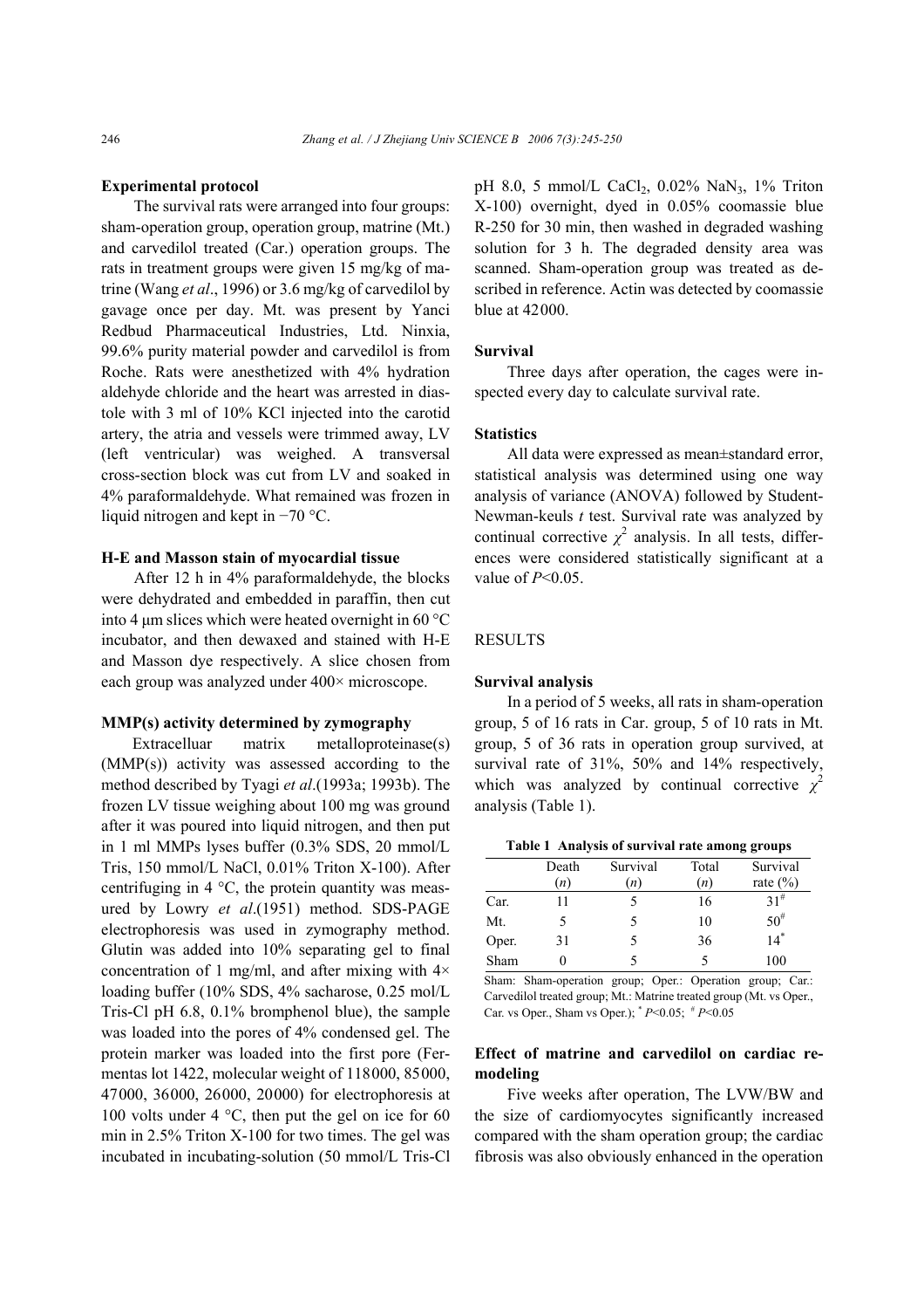### Experimental protocol

The survival rats were arranged into four groups: sham-operation group, operation group, matrine (Mt.) and carvedilol treated (Car.) operation groups. The rats in treatment groups were given 15 mg/kg of matrine (Wang *et al*., 1996) or 3.6 mg/kg of carvedilol by gavage once per day. Mt. was present by Yanci Redbud Pharmaceutical Industries, Ltd. Ninxia, 99.6% purity material powder and carvedilol is from Roche. Rats were anesthetized with 4% hydration aldehyde chloride and the heart was arrested in diastole with 3 ml of 10% KCl injected into the carotid artery, the atria and vessels were trimmed away, LV (left ventricular) was weighed. A transversal cross-section block was cut from LV and soaked in 4% paraformaldehyde. What remained was frozen in liquid nitrogen and kept in −70 °C.

### H-E and Masson stain of myocardial tissue

After 12 h in 4% paraformaldehyde, the blocks were dehydrated and embedded in paraffin, then cut into 4 μm slices which were heated overnight in 60 °C incubator, and then dewaxed and stained with H-E and Masson dye respectively. A slice chosen from each group was analyzed under 400× microscope.

### MMP(s) activity determined by zymography

Extracelluar matrix metalloproteinase(s) (MMP(s)) activity was assessed according to the method described by Tyagi *et al*.(1993a; 1993b). The frozen LV tissue weighing about 100 mg was ground after it was poured into liquid nitrogen, and then put in 1 ml MMPs lyses buffer (0.3% SDS, 20 mmol/L Tris, 150 mmol/L NaCl, 0.01% Triton X-100). After centrifuging in 4 °C, the protein quantity was measured by Lowry *et al*.(1951) method. SDS-PAGE electrophoresis was used in zymography method. Glutin was added into 10% separating gel to final concentration of 1 mg/ml, and after mixing with 4× loading buffer (10% SDS, 4% sacharose, 0.25 mol/L Tris-Cl pH 6.8, 0.1% bromphenol blue), the sample was loaded into the pores of 4% condensed gel. The protein marker was loaded into the first pore (Fermentas lot 1422, molecular weight of 118000, 85000, 47000, 36000, 26000, 20000) for electrophoresis at 100 volts under 4 °C, then put the gel on ice for 60 min in 2.5% Triton X-100 for two times. The gel was incubated in incubating-solution (50 mmol/L Tris-Cl pH 8.0, 5 mmol/L $CaCl_2$, 0.02% $NaN_3$, 1% Triton X-100) overnight, dyed in 0.05% coomassie blue R-250 for 30 min, then washed in degraded washing solution for 3 h. The degraded density area was scanned. Sham-operation group was treated as described in reference. Actin was detected by coomassie blue at 42000.

### Survival

Three days after operation, the cages were inspected every day to calculate survival rate.

### Statistics

All data were expressed as mean±standard error, statistical analysis was determined using one way analysis of variance (ANOVA) followed by Student-Newman-keuls *t* test. Survival rate was analyzed by continual corrective $\chi^2$ analysis. In all tests, differences were considered statistically significant at a value of $P<0.05$.

## RESULTS

### Survival analysis

In a period of 5 weeks, all rats in sham-operation group, 5 of 16 rats in Car. group, 5 of 10 rats in Mt. group, 5 of 36 rats in operation group survived, at survival rate of 31%, 50% and 14% respectively, which was analyzed by continual corrective $\chi^2$ analysis (Table 1).

**Table 1 Analysis of survival rate among groups**

| | Death (*n*) | Survival (*n*) | Total (*n*) | Survival rate (%) |
|---|---|---|---|---|
| Car. | 11 | 5 | 16 | 31[#] |
| Mt. | 5 | 5 | 10 | 50[#] |
| Oper. | 31 | 5 | 36 | 14[*] |
| Sham | 0 | 5 | 5 | 100 |

Sham: Sham-operation group; Oper.: Operation group; Car.: Carvedilol treated group; Mt.: Matrine treated group (Mt. vs Oper., Car. vs Oper., Sham vs Oper.); [*] $P<0.05$; [#] $P<0.05$

### Effect of matrine and carvedilol on cardiac remodeling

Five weeks after operation, The LVW/BW and the size of cardiomyocytes significantly increased compared with the sham operation group; the cardiac fibrosis was also obviously enhanced in the operation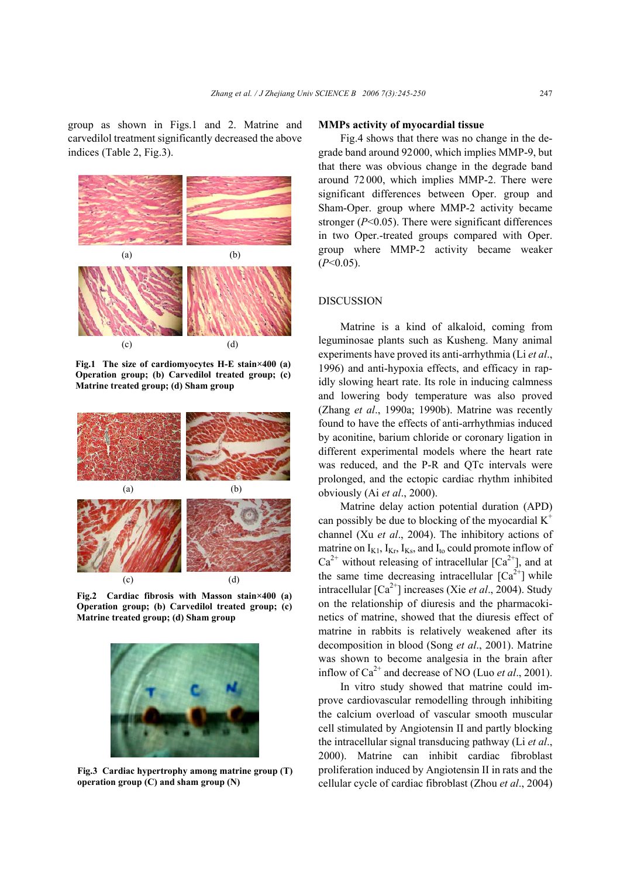group as shown in Figs.1 and 2. Matrine and carvedilol treatment significantly decreased the above indices (Table 2, Fig.3).

**Fig.1 The size of cardiomyocytes H-E stain×400 (a) Operation group; (b) Carvedilol treated group; (c) Matrine treated group; (d) Sham group**

**Fig.2 Cardiac fibrosis with Masson stain×400 (a) Operation group; (b) Carvedilol treated group; (c) Matrine treated group; (d) Sham group**

**Fig.3 Cardiac hypertrophy among matrine group (T) operation group (C) and sham group (N)**

**MMPs activity of myocardial tissue**

Fig.4 shows that there was no change in the degrade band around 92000, which implies MMP-9, but that there was obvious change in the degrade band around 72000, which implies MMP-2. There were significant differences between Oper. group and Sham-Oper. group where MMP-2 activity became stronger ($P<0.05$). There were significant differences in two Oper.-treated groups compared with Oper. group where MMP-2 activity became weaker ($P<0.05$).

## DISCUSSION

Matrine is a kind of alkaloid, coming from leguminosae plants such as Kusheng. Many animal experiments have proved its anti-arrhythmia (Li *et al*., 1996) and anti-hypoxia effects, and efficacy in rapidly slowing heart rate. Its role in inducing calmness and lowering body temperature was also proved (Zhang *et al*., 1990a; 1990b). Matrine was recently found to have the effects of anti-arrhythmias induced by aconitine, barium chloride or coronary ligation in different experimental models where the heart rate was reduced, and the P-R and QTc intervals were prolonged, and the ectopic cardiac rhythm inhibited obviously (Ai *et al*., 2000).

Matrine delay action potential duration (APD) can possibly be due to blocking of the myocardial $K^+$ channel (Xu *et al*., 2004). The inhibitory actions of matrine on $I_{K1}$, $I_{Kr}$, $I_{Ks}$, and $I_{to}$ could promote inflow of $Ca^{2+}$ without releasing of intracellular $[Ca^{2+}]$, and at the same time decreasing intracellular $[Ca^{2+}]$ while intracellular $[Ca^{2+}]$ increases (Xie *et al*., 2004). Study on the relationship of diuresis and the pharmacokinetics of matrine, showed that the diuresis effect of matrine in rabbits is relatively weakened after its decomposition in blood (Song *et al*., 2001). Matrine was shown to become analgesia in the brain after inflow of $Ca^{2+}$ and decrease of NO (Luo *et al*., 2001).

In vitro study showed that matrine could improve cardiovascular remodelling through inhibiting the calcium overload of vascular smooth muscular cell stimulated by Angiotensin II and partly blocking the intracellular signal transducing pathway (Li *et al*., 2000). Matrine can inhibit cardiac fibroblast proliferation induced by Angiotensin II in rats and the cellular cycle of cardiac fibroblast (Zhou *et al*., 2004)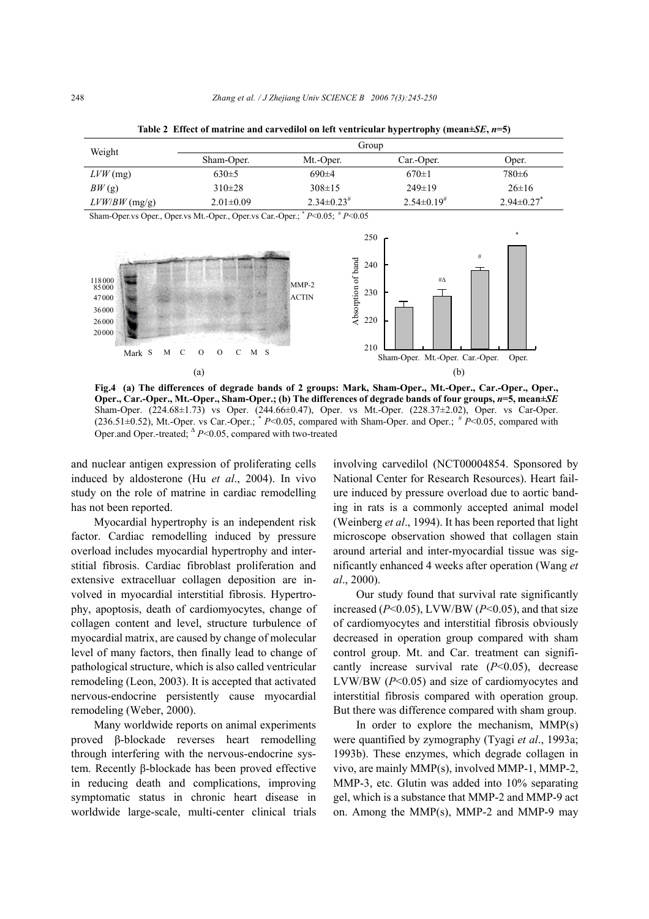**Table 2 Effect of matrine and carvedilol on left ventricular hypertrophy (mean±*SE*, *n*=5)**

| Weight | Group | | | |
|---|---|---|---|---|
| | Sham-Oper. | Mt.-Oper. | Car.-Oper. | Oper. |
| *LVW* (mg) | 630±5 | 690±4 | 670±1 | 780±6 |
| *BW* (g) | 310±28 | 308±15 | 249±19 | 26±16 |
| *LVW*/*BW* (mg/g) | 2.01±0.09 | 2.34±0.23[#] | 2.54±0.19[#] | 2.94±0.27[*] |

Sham-Oper.vs Oper., Oper.vs Mt.-Oper., Oper.vs Car.-Oper.; [*] $P<0.05$; [#] $P<0.05$

**Fig.4 (a) The differences of degrade bands of 2 groups: Mark, Sham-Oper., Mt.-Oper., Car.-Oper., Oper., Oper., Car.-Oper., Mt.-Oper., Sham-Oper.; (b) The differences of degrade bands of four groups, *n*=5, mean±*SE*** Sham-Oper. (224.68±1.73) vs Oper. (244.66±0.47), Oper. vs Mt.-Oper. (228.37±2.02), Oper. vs Car-Oper. (236.51±0.52), Mt.-Oper. vs Car.-Oper.; [*] $P<0.05$, compared with Sham-Oper. and Oper.; [#] $P<0.05$, compared with Oper.and Oper.-treated; [Δ] $P<0.05$, compared with two-treated

and nuclear antigen expression of proliferating cells induced by aldosterone (Hu *et al*., 2004). In vivo study on the role of matrine in cardiac remodelling has not been reported.

Myocardial hypertrophy is an independent risk factor. Cardiac remodelling induced by pressure overload includes myocardial hypertrophy and interstitial fibrosis. Cardiac fibroblast proliferation and extensive extracelluar collagen deposition are involved in myocardial interstitial fibrosis. Hypertrophy, apoptosis, death of cardiomyocytes, change of collagen content and level, structure turbulence of myocardial matrix, are caused by change of molecular level of many factors, then finally lead to change of pathological structure, which is also called ventricular remodeling (Leon, 2003). It is accepted that activated nervous-endocrine persistently cause myocardial remodeling (Weber, 2000).

Many worldwide reports on animal experiments proved β-blockade reverses heart remodelling through interfering with the nervous-endocrine system. Recently β-blockade has been proved effective in reducing death and complications, improving symptomatic status in chronic heart disease in worldwide large-scale, multi-center clinical trials involving carvedilol (NCT00004854. Sponsored by National Center for Research Resources). Heart failure induced by pressure overload due to aortic banding in rats is a commonly accepted animal model (Weinberg *et al*., 1994). It has been reported that light microscope observation showed that collagen stain around arterial and inter-myocardial tissue was significantly enhanced 4 weeks after operation (Wang *et al*., 2000).

Our study found that survival rate significantly increased ($P<0.05$), LVW/BW ($P<0.05$), and that size of cardiomyocytes and interstitial fibrosis obviously decreased in operation group compared with sham control group. Mt. and Car. treatment can significantly increase survival rate ($P<0.05$), decrease LVW/BW ($P<0.05$) and size of cardiomyocytes and interstitial fibrosis compared with operation group. But there was difference compared with sham group.

In order to explore the mechanism, MMP(s) were quantified by zymography (Tyagi *et al*., 1993a; 1993b). These enzymes, which degrade collagen in vivo, are mainly MMP(s), involved MMP-1, MMP-2, MMP-3, etc. Glutin was added into 10% separating gel, which is a substance that MMP-2 and MMP-9 act on. Among the MMP(s), MMP-2 and MMP-9 may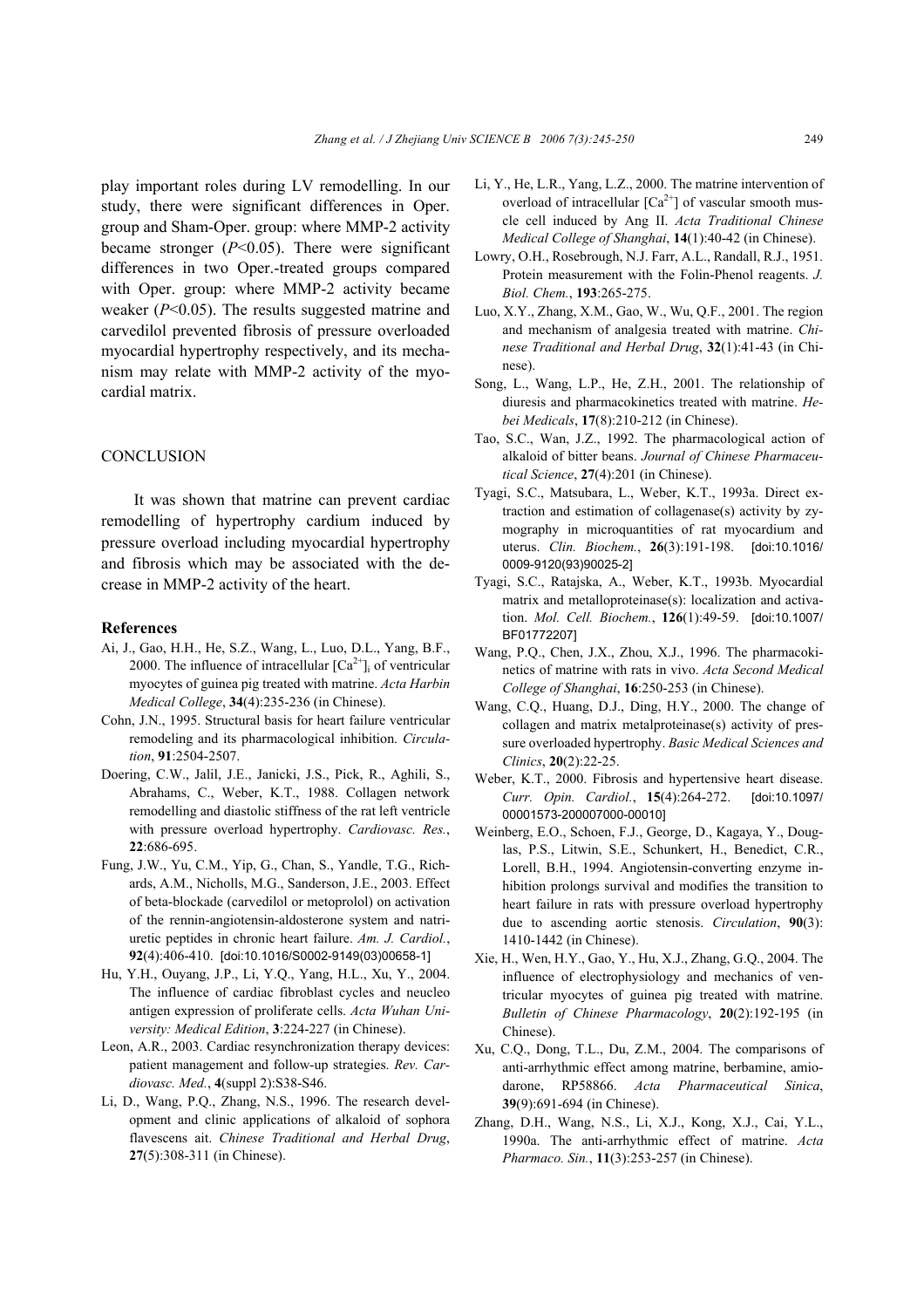play important roles during LV remodelling. In our study, there were significant differences in Oper. group and Sham-Oper. group: where MMP-2 activity became stronger ($P<0.05$). There were significant differences in two Oper.-treated groups compared with Oper. group: where MMP-2 activity became weaker ($P<0.05$). The results suggested matrine and carvedilol prevented fibrosis of pressure overloaded myocardial hypertrophy respectively, and its mechanism may relate with MMP-2 activity of the myocardial matrix.

## CONCLUSION

It was shown that matrine can prevent cardiac remodelling of hypertrophy cardium induced by pressure overload including myocardial hypertrophy and fibrosis which may be associated with the decrease in MMP-2 activity of the heart.

## References

Ai, J., Gao, H.H., He, S.Z., Wang, L., Luo, D.L., Yang, B.F., 2000. The influence of intracellular $[Ca^{2+}]_i$ of ventricular myocytes of guinea pig treated with matrine. *Acta Harbin Medical College*, **34**(4):235-236 (in Chinese).

Cohn, J.N., 1995. Structural basis for heart failure ventricular remodeling and its pharmacological inhibition. *Circulation*, **91**:2504-2507.

Doering, C.W., Jalil, J.E., Janicki, J.S., Pick, R., Aghili, S., Abrahams, C., Weber, K.T., 1988. Collagen network remodelling and diastolic stiffness of the rat left ventricle with pressure overload hypertrophy. *Cardiovasc. Res.*, **22**:686-695.

Fung, J.W., Yu, C.M., Yip, G., Chan, S., Yandle, T.G., Richards, A.M., Nicholls, M.G., Sanderson, J.E., 2003. Effect of beta-blockade (carvedilol or metoprolol) on activation of the rennin-angiotensin-aldosterone system and natriuretic peptides in chronic heart failure. *Am. J. Cardiol.*, **92**(4):406-410. [doi:10.1016/S0002-9149(03)00658-1]

Hu, Y.H., Ouyang, J.P., Li, Y.Q., Yang, H.L., Xu, Y., 2004. The influence of cardiac fibroblast cycles and neucleo antigen expression of proliferate cells. *Acta Wuhan University: Medical Edition*, **3**:224-227 (in Chinese).

Leon, A.R., 2003. Cardiac resynchronization therapy devices: patient management and follow-up strategies. *Rev. Cardiovasc. Med.*, **4**(suppl 2):S38-S46.

Li, D., Wang, P.Q., Zhang, N.S., 1996. The research development and clinic applications of alkaloid of sophora flavescens ait. *Chinese Traditional and Herbal Drug*, **27**(5):308-311 (in Chinese).

Li, Y., He, L.R., Yang, L.Z., 2000. The matrine intervention of overload of intracellular $[Ca^{2+}]$ of vascular smooth muscle cell induced by Ang II. *Acta Traditional Chinese Medical College of Shanghai*, **14**(1):40-42 (in Chinese).

Lowry, O.H., Rosebrough, N.J. Farr, A.L., Randall, R.J., 1951. Protein measurement with the Folin-Phenol reagents. *J. Biol. Chem.*, **193**:265-275.

Luo, X.Y., Zhang, X.M., Gao, W., Wu, Q.F., 2001. The region and mechanism of analgesia treated with matrine. *Chinese Traditional and Herbal Drug*, **32**(1):41-43 (in Chinese).

Song, L., Wang, L.P., He, Z.H., 2001. The relationship of diuresis and pharmacokinetics treated with matrine. *Hebei Medicals*, **17**(8):210-212 (in Chinese).

Tao, S.C., Wan, J.Z., 1992. The pharmacological action of alkaloid of bitter beans. *Journal of Chinese Pharmaceutical Science*, **27**(4):201 (in Chinese).

Tyagi, S.C., Matsubara, L., Weber, K.T., 1993a. Direct extraction and estimation of collagenase(s) activity by zymography in microquantities of rat myocardium and uterus. *Clin. Biochem.*, **26**(3):191-198. [doi:10.1016/0009-9120(93)90025-2]

Tyagi, S.C., Ratajska, A., Weber, K.T., 1993b. Myocardial matrix and metalloproteinase(s): localization and activation. *Mol. Cell. Biochem.*, **126**(1):49-59. [doi:10.1007/BF01772207]

Wang, P.Q., Chen, J.X., Zhou, X.J., 1996. The pharmacokinetics of matrine with rats in vivo. *Acta Second Medical College of Shanghai*, **16**:250-253 (in Chinese).

Wang, C.Q., Huang, D.J., Ding, H.Y., 2000. The change of collagen and matrix metalproteinase(s) activity of pressure overloaded hypertrophy. *Basic Medical Sciences and Clinics*, **20**(2):22-25.

Weber, K.T., 2000. Fibrosis and hypertensive heart disease. *Curr. Opin. Cardiol.*, **15**(4):264-272. [doi:10.1097/00001573-200007000-00010]

Weinberg, E.O., Schoen, F.J., George, D., Kagaya, Y., Douglas, P.S., Litwin, S.E., Schunkert, H., Benedict, C.R., Lorell, B.H., 1994. Angiotensin-converting enzyme inhibition prolongs survival and modifies the transition to heart failure in rats with pressure overload hypertrophy due to ascending aortic stenosis. *Circulation*, **90**(3): 1410-1442 (in Chinese).

Xie, H., Wen, H.Y., Gao, Y., Hu, X.J., Zhang, G.Q., 2004. The influence of electrophysiology and mechanics of ventricular myocytes of guinea pig treated with matrine. *Bulletin of Chinese Pharmacology*, **20**(2):192-195 (in Chinese).

Xu, C.Q., Dong, T.L., Du, Z.M., 2004. The comparisons of anti-arrhythmic effect among matrine, berbamine, amiodarone, RP58866. *Acta Pharmaceutical Sinica*, **39**(9):691-694 (in Chinese).

Zhang, D.H., Wang, N.S., Li, X.J., Kong, X.J., Cai, Y.L., 1990a. The anti-arrhythmic effect of matrine. *Acta Pharmaco. Sin.*, **11**(3):253-257 (in Chinese).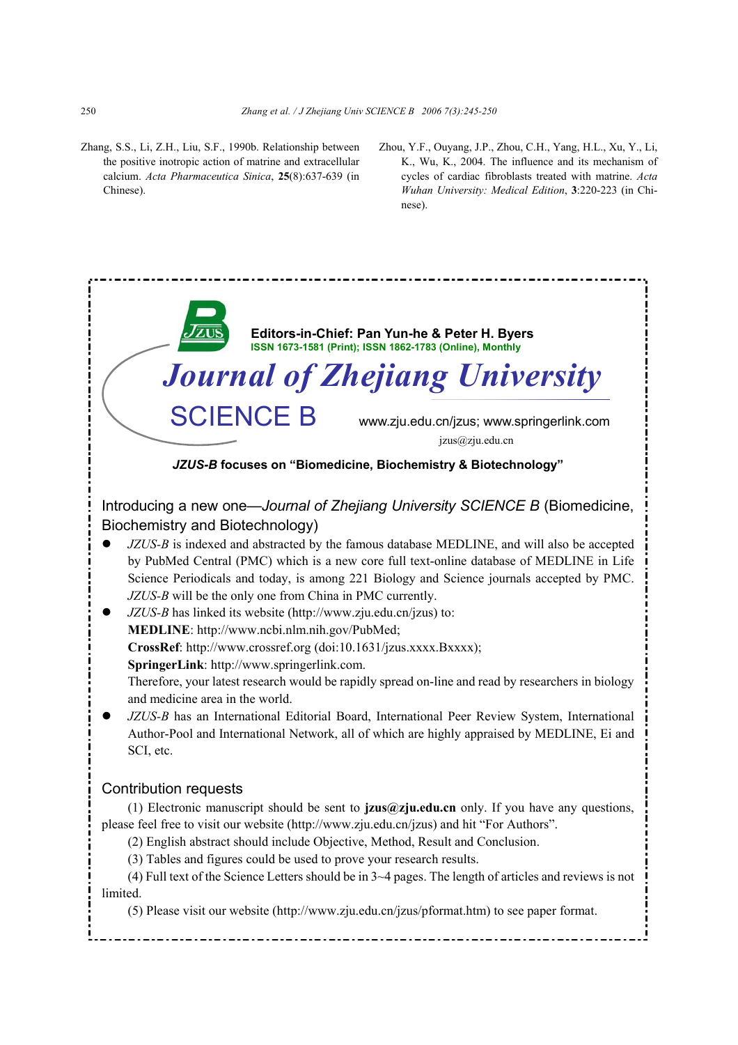Zhang, S.S., Li, Z.H., Liu, S.F., 1990b. Relationship between the positive inotropic action of matrine and extracellular calcium. *Acta Pharmaceutica Sinica*, **25**(8):637-639 (in Chinese).

Zhou, Y.F., Ouyang, J.P., Zhou, C.H., Yang, H.L., Xu, Y., Li, K., Wu, K., 2004. The influence and its mechanism of cycles of cardiac fibroblasts treated with matrine. *Acta Wuhan University: Medical Edition*, **3**:220-223 (in Chinese).

**Editors-in-Chief: Pan Yun-he & Peter H. Byers**

**ISSN 1673-1581 (Print); ISSN 1862-1783 (Online), Monthly**

# *Journal of Zhejiang University* SCIENCE B

www.zju.edu.cn/jzus; www.springerlink.com

jzus@zju.edu.cn

***JZUS-B*** **focuses on "Biomedicine, Biochemistry & Biotechnology"**

## Introducing a new one—*Journal of Zhejiang University SCIENCE B* (Biomedicine, Biochemistry and Biotechnology)

- *JZUS-B* is indexed and abstracted by the famous database MEDLINE, and will also be accepted by PubMed Central (PMC) which is a new core full text-online database of MEDLINE in Life Science Periodicals and today, is among 221 Biology and Science journals accepted by PMC. *JZUS-B* will be the only one from China in PMC currently.
- *JZUS-B* has linked its website (http://www.zju.edu.cn/jzus) to:
  **MEDLINE**: http://www.ncbi.nlm.nih.gov/PubMed;
  **CrossRef**: http://www.crossref.org (doi:10.1631/jzus.xxxx.Bxxxx);
  **SpringerLink**: http://www.springerlink.com.
  Therefore, your latest research would be rapidly spread on-line and read by researchers in biology and medicine area in the world.
- *JZUS-B* has an International Editorial Board, International Peer Review System, International Author-Pool and International Network, all of which are highly appraised by MEDLINE, Ei and SCI, etc.

## Contribution requests

(1) Electronic manuscript should be sent to **jzus@zju.edu.cn** only. If you have any questions, please feel free to visit our website (http://www.zju.edu.cn/jzus) and hit "For Authors".

(2) English abstract should include Objective, Method, Result and Conclusion.

(3) Tables and figures could be used to prove your research results.

(4) Full text of the Science Letters should be in 3~4 pages. The length of articles and reviews is not limited.

(5) Please visit our website (http://www.zju.edu.cn/jzus/pformat.htm) to see paper format.